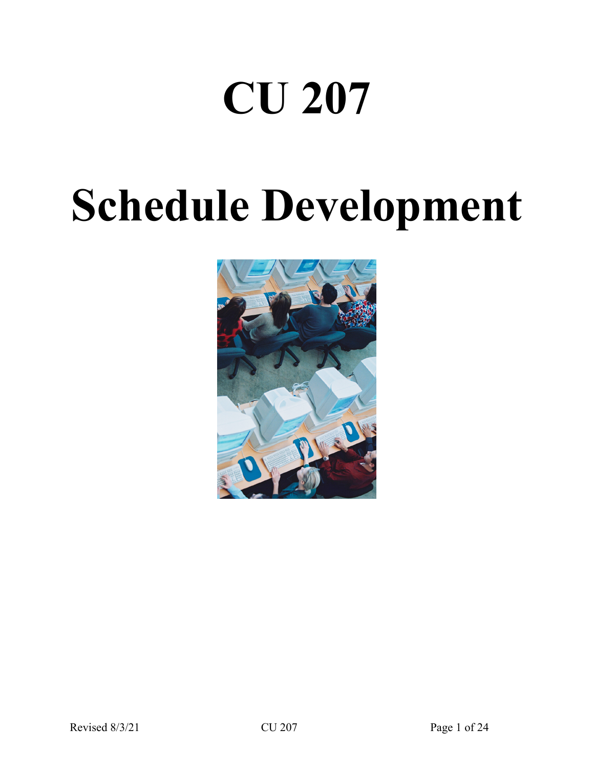# CU 207

# Schedule Development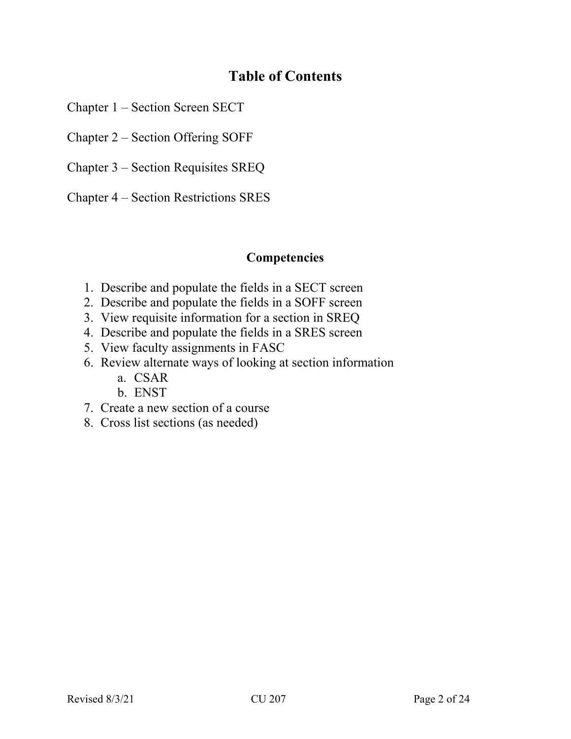# Table of Contents

Chapter 1 – Section Screen SECT

Chapter 2 – Section Offering SOFF

Chapter 3 – Section Requisites SREQ

Chapter 4 – Section Restrictions SRES

## Competencies

1. Describe and populate the fields in a SECT screen
2. Describe and populate the fields in a SOFF screen
3. View requisite information for a section in SREQ
4. Describe and populate the fields in a SRES screen
5. View faculty assignments in FASC
6. Review alternate ways of looking at section information
   a. CSAR
   b. ENST
7. Create a new section of a course
8. Cross list sections (as needed)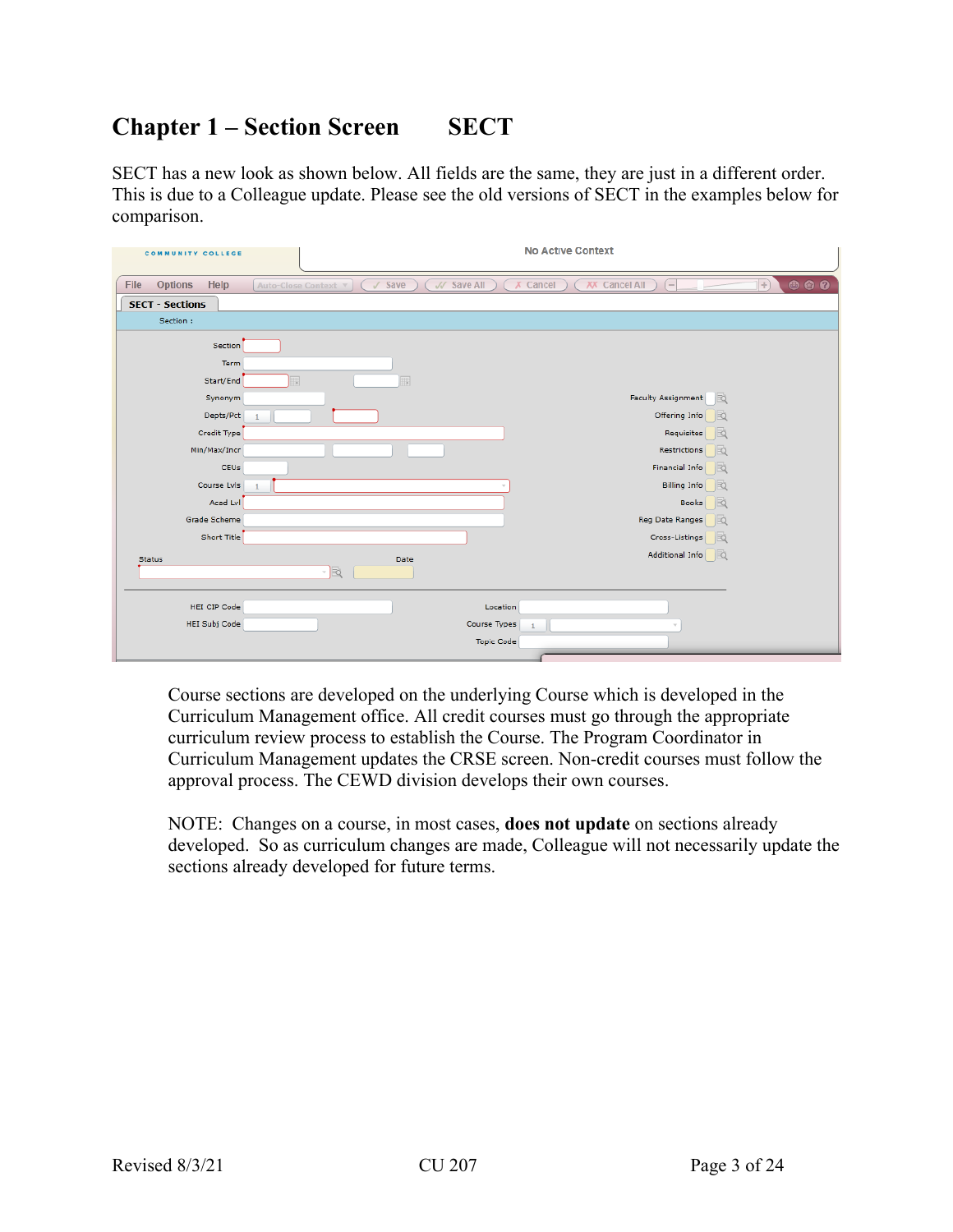# Chapter 1 – Section Screen SECT

SECT has a new look as shown below. All fields are the same, they are just in a different order. This is due to a Colleague update. Please see the old versions of SECT in the examples below for comparison.

Course sections are developed on the underlying Course which is developed in the Curriculum Management office. All credit courses must go through the appropriate curriculum review process to establish the Course. The Program Coordinator in Curriculum Management updates the CRSE screen. Non-credit courses must follow the approval process. The CEWD division develops their own courses.

NOTE: Changes on a course, in most cases, **does not update** on sections already developed. So as curriculum changes are made, Colleague will not necessarily update the sections already developed for future terms.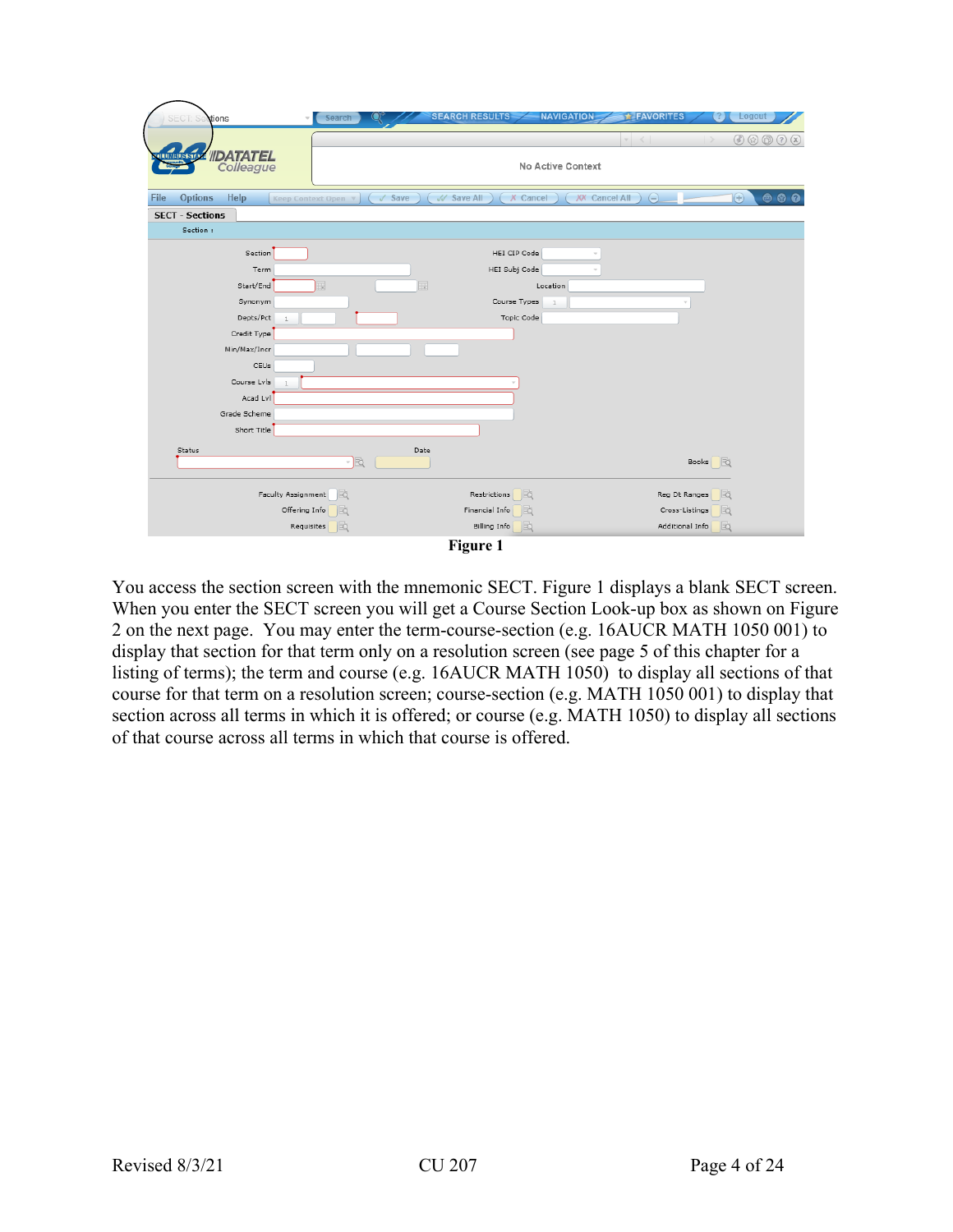**Figure 1**

You access the section screen with the mnemonic SECT. Figure 1 displays a blank SECT screen. When you enter the SECT screen you will get a Course Section Look-up box as shown on Figure 2 on the next page. You may enter the term-course-section (e.g. 16AUCR MATH 1050 001) to display that section for that term only on a resolution screen (see page 5 of this chapter for a listing of terms); the term and course (e.g. 16AUCR MATH 1050) to display all sections of that course for that term on a resolution screen; course-section (e.g. MATH 1050 001) to display that section across all terms in which it is offered; or course (e.g. MATH 1050) to display all sections of that course across all terms in which that course is offered.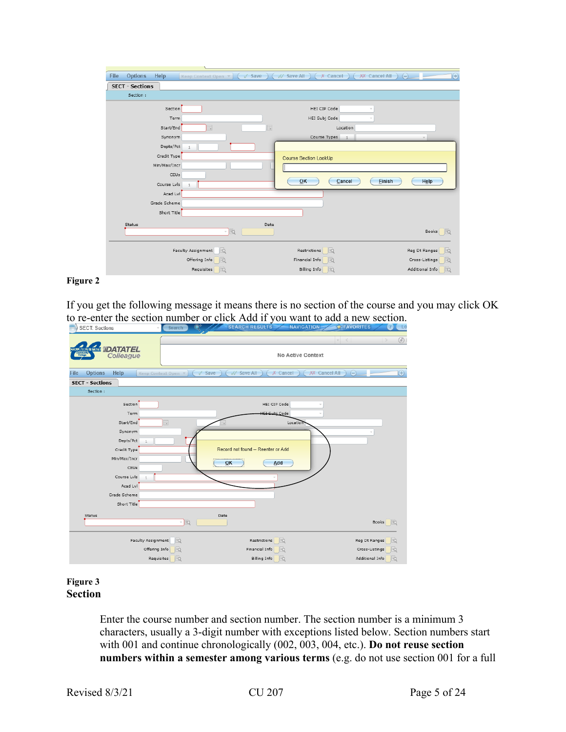**Figure 2**

If you get the following message it means there is no section of the course and you may click OK to re-enter the section number or click Add if you want to add a new section.

**Figure 3**

**Section**

Enter the course number and section number. The section number is a minimum 3 characters, usually a 3-digit number with exceptions listed below. Section numbers start with 001 and continue chronologically (002, 003, 004, etc.). **Do not reuse section numbers within a semester among various terms** (e.g. do not use section 001 for a full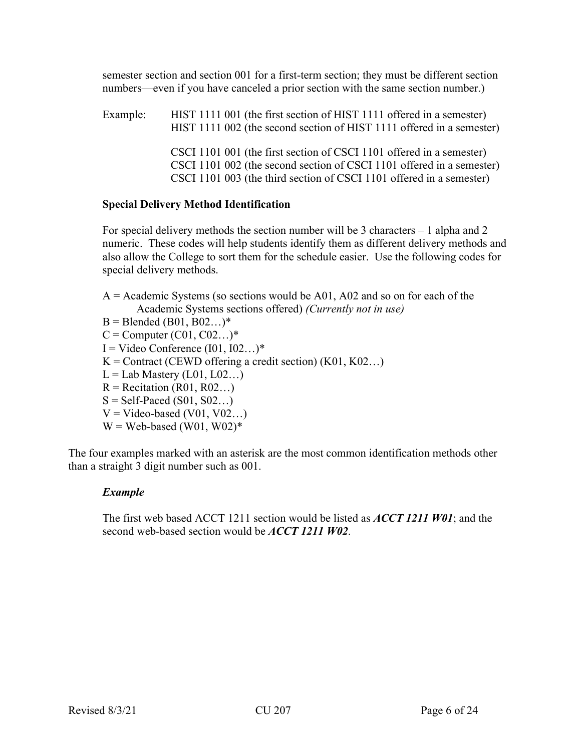semester section and section 001 for a first-term section; they must be different section numbers—even if you have canceled a prior section with the same section number.)

Example: HIST 1111 001 (the first section of HIST 1111 offered in a semester)
HIST 1111 002 (the second section of HIST 1111 offered in a semester)

CSCI 1101 001 (the first section of CSCI 1101 offered in a semester)
CSCI 1101 002 (the second section of CSCI 1101 offered in a semester)
CSCI 1101 003 (the third section of CSCI 1101 offered in a semester)

**Special Delivery Method Identification**

For special delivery methods the section number will be 3 characters – 1 alpha and 2 numeric. These codes will help students identify them as different delivery methods and also allow the College to sort them for the schedule easier. Use the following codes for special delivery methods.

A = Academic Systems (so sections would be A01, A02 and so on for each of the Academic Systems sections offered) *(Currently not in use)*
B = Blended (B01, B02…)*
C = Computer (C01, C02…)*
I = Video Conference (I01, I02…)*
K = Contract (CEWD offering a credit section) (K01, K02…)
L = Lab Mastery (L01, L02…)
R = Recitation (R01, R02…)
S = Self-Paced (S01, S02…)
V = Video-based (V01, V02…)
W = Web-based (W01, W02)*

The four examples marked with an asterisk are the most common identification methods other than a straight 3 digit number such as 001.

***Example***

The first web based ACCT 1211 section would be listed as ***ACCT 1211 W01***; and the second web-based section would be ***ACCT 1211 W02***.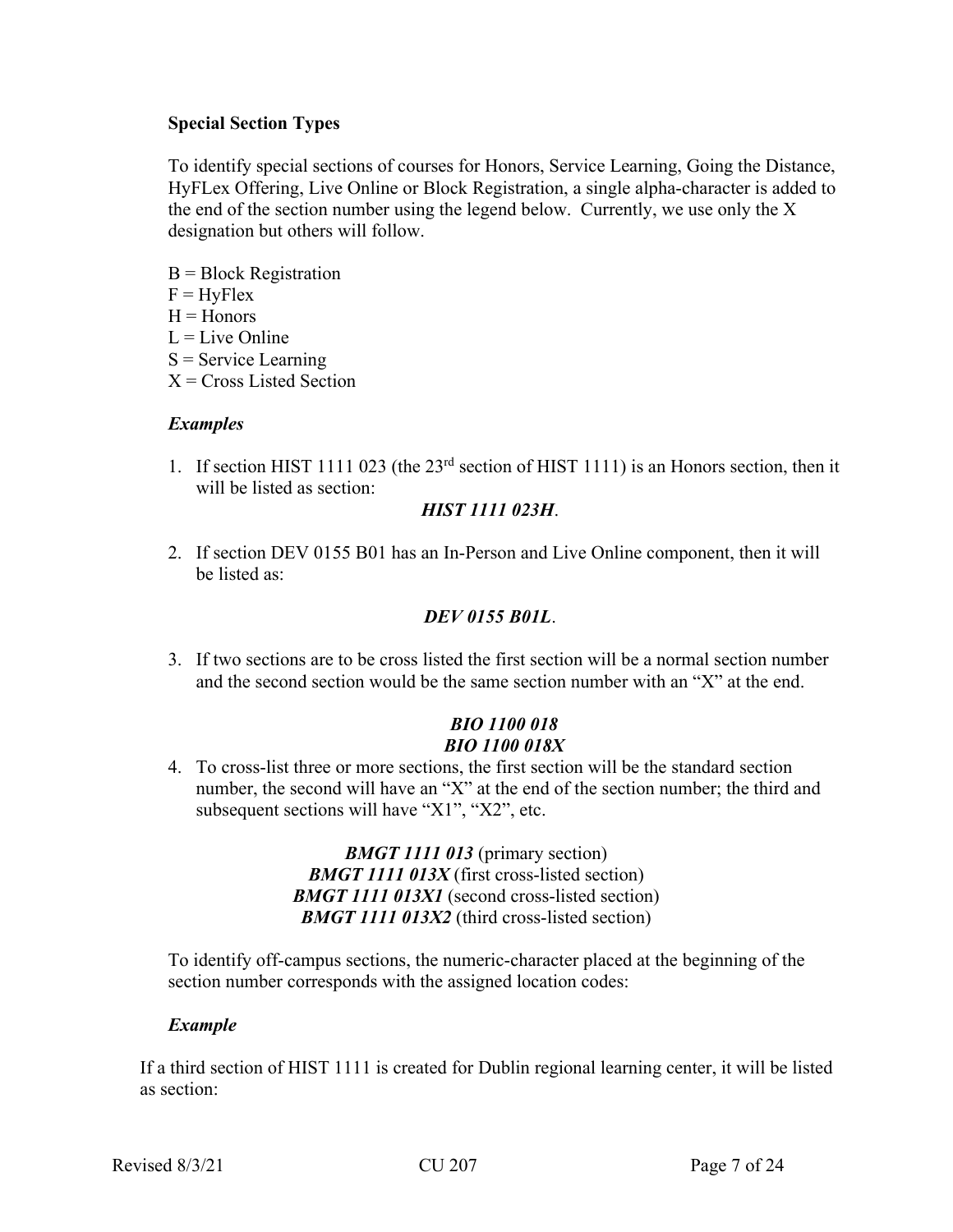**Special Section Types**

To identify special sections of courses for Honors, Service Learning, Going the Distance, HyFLex Offering, Live Online or Block Registration, a single alpha-character is added to the end of the section number using the legend below. Currently, we use only the X designation but others will follow.

B = Block Registration
F = HyFlex
H = Honors
L = Live Online
S = Service Learning
X = Cross Listed Section

***Examples***

1. If section HIST 1111 023 (the 23rd section of HIST 1111) is an Honors section, then it will be listed as section:

   ***HIST 1111 023H***.

2. If section DEV 0155 B01 has an In-Person and Live Online component, then it will be listed as:

   ***DEV 0155 B01L***.

3. If two sections are to be cross listed the first section will be a normal section number and the second section would be the same section number with an "X" at the end.

   ***BIO 1100 018***
   ***BIO 1100 018X***

4. To cross-list three or more sections, the first section will be the standard section number, the second will have an "X" at the end of the section number; the third and subsequent sections will have "X1", "X2", etc.

   ***BMGT 1111 013*** (primary section)
   ***BMGT 1111 013X*** (first cross-listed section)
   ***BMGT 1111 013X1*** (second cross-listed section)
   ***BMGT 1111 013X2*** (third cross-listed section)

To identify off-campus sections, the numeric-character placed at the beginning of the section number corresponds with the assigned location codes:

***Example***

If a third section of HIST 1111 is created for Dublin regional learning center, it will be listed as section: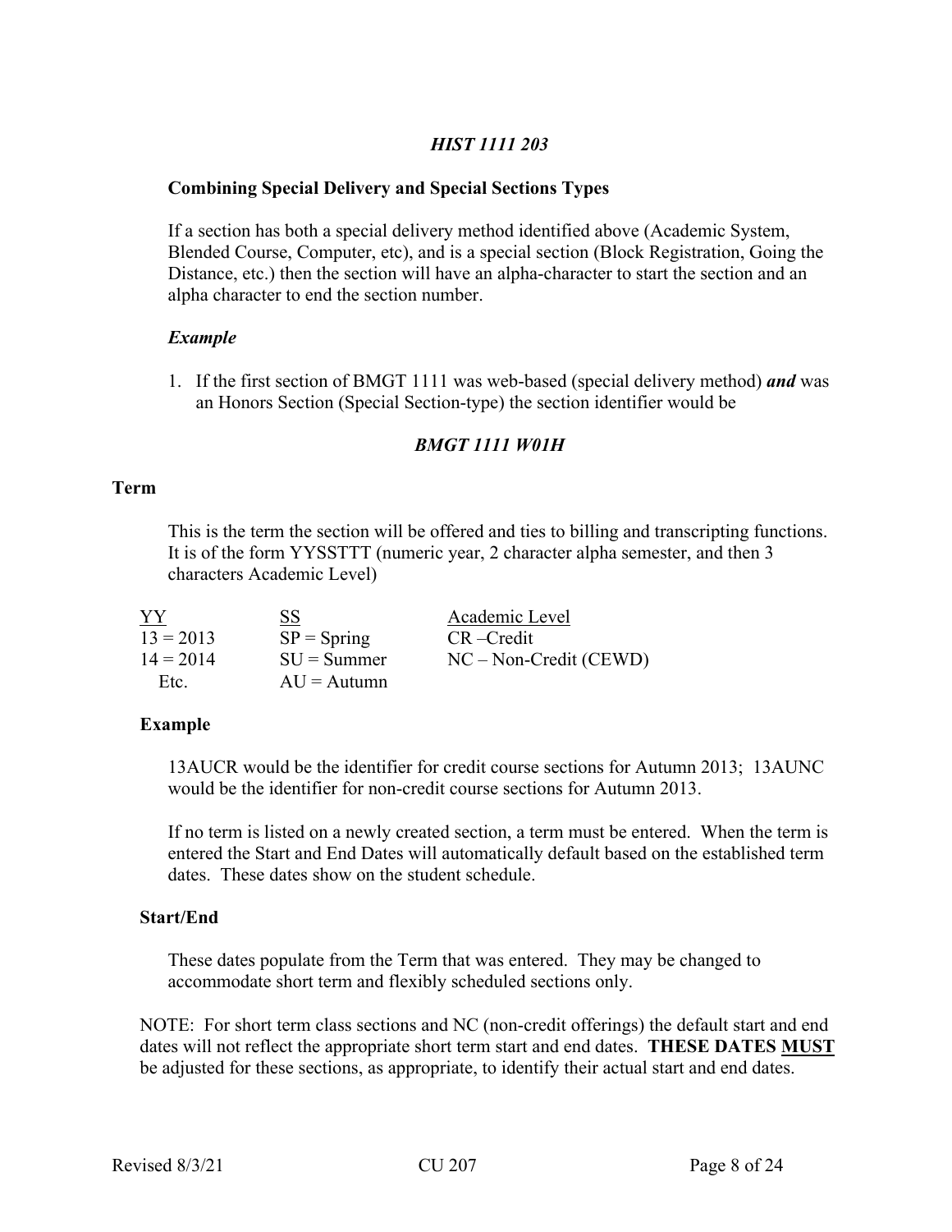*HIST 1111 203*

### Combining Special Delivery and Special Sections Types

If a section has both a special delivery method identified above (Academic System, Blended Course, Computer, etc), and is a special section (Block Registration, Going the Distance, etc.) then the section will have an alpha-character to start the section and an alpha character to end the section number.

***Example***

1. If the first section of BMGT 1111 was web-based (special delivery method) ***and*** was an Honors Section (Special Section-type) the section identifier would be

*BMGT 1111 W01H*

## Term

This is the term the section will be offered and ties to billing and transcripting functions. It is of the form YYSSTTT (numeric year, 2 character alpha semester, and then 3 characters Academic Level)

| YY | SS | Academic Level |
|---|---|---|
| 13 = 2013 | SP = Spring | CR –Credit |
| 14 = 2014 | SU = Summer | NC – Non-Credit (CEWD) |
| Etc. | AU = Autumn | |

### Example

13AUCR would be the identifier for credit course sections for Autumn 2013; 13AUNC would be the identifier for non-credit course sections for Autumn 2013.

If no term is listed on a newly created section, a term must be entered. When the term is entered the Start and End Dates will automatically default based on the established term dates. These dates show on the student schedule.

### Start/End

These dates populate from the Term that was entered. They may be changed to accommodate short term and flexibly scheduled sections only.

NOTE: For short term class sections and NC (non-credit offerings) the default start and end dates will not reflect the appropriate short term start and end dates. **THESE DATES MUST** be adjusted for these sections, as appropriate, to identify their actual start and end dates.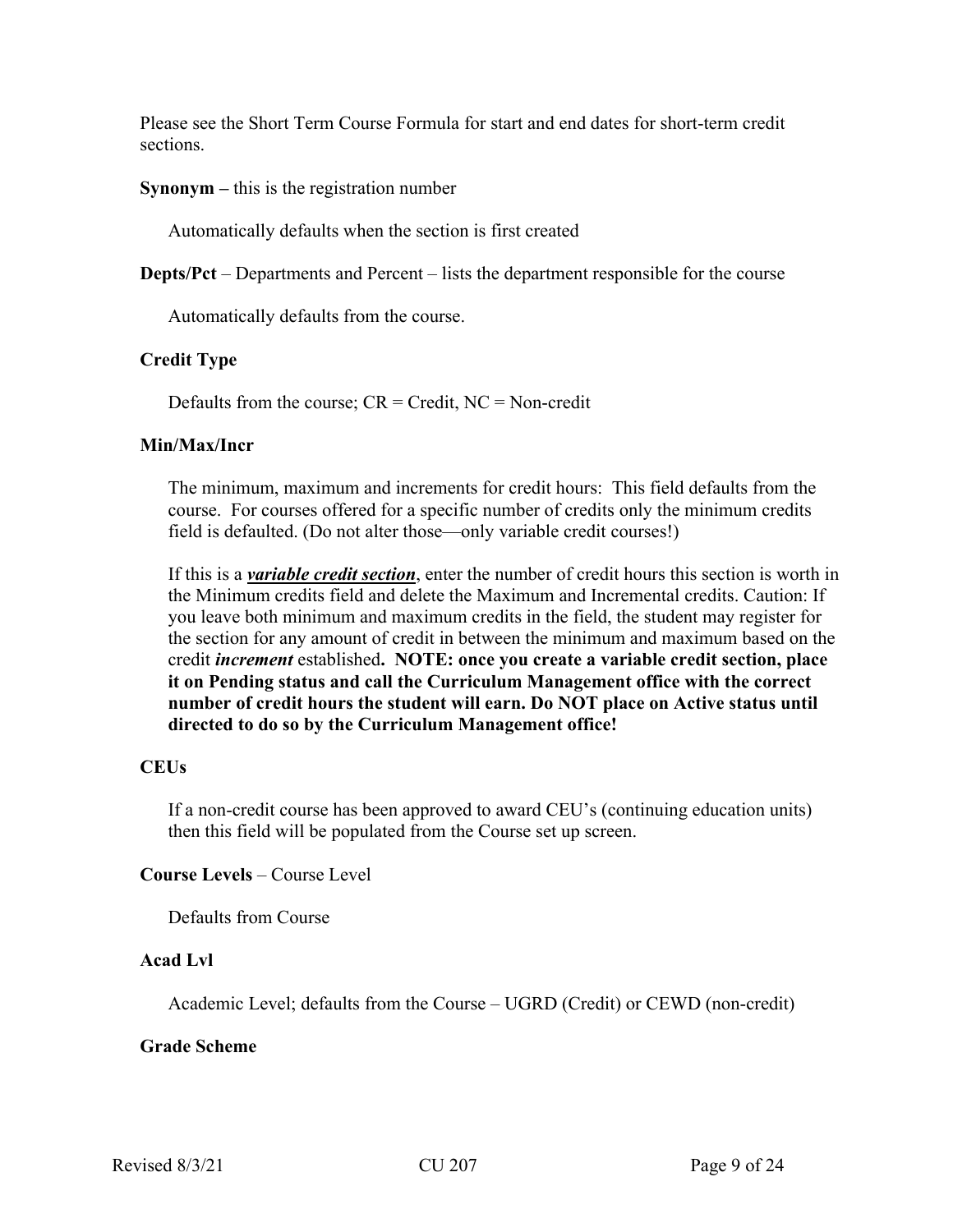Please see the Short Term Course Formula for start and end dates for short-term credit sections.

**Synonym –** this is the registration number

Automatically defaults when the section is first created

**Depts/Pct** – Departments and Percent – lists the department responsible for the course

Automatically defaults from the course.

**Credit Type**

Defaults from the course; CR = Credit, NC = Non-credit

**Min/Max/Incr**

The minimum, maximum and increments for credit hours: This field defaults from the course. For courses offered for a specific number of credits only the minimum credits field is defaulted. (Do not alter those—only variable credit courses!)

If this is a ***variable credit section***, enter the number of credit hours this section is worth in the Minimum credits field and delete the Maximum and Incremental credits. Caution: If you leave both minimum and maximum credits in the field, the student may register for the section for any amount of credit in between the minimum and maximum based on the credit ***increment*** established**. NOTE: once you create a variable credit section, place it on Pending status and call the Curriculum Management office with the correct number of credit hours the student will earn. Do NOT place on Active status until directed to do so by the Curriculum Management office!**

**CEUs**

If a non-credit course has been approved to award CEU's (continuing education units) then this field will be populated from the Course set up screen.

**Course Levels** – Course Level

Defaults from Course

**Acad Lvl**

Academic Level; defaults from the Course – UGRD (Credit) or CEWD (non-credit)

**Grade Scheme**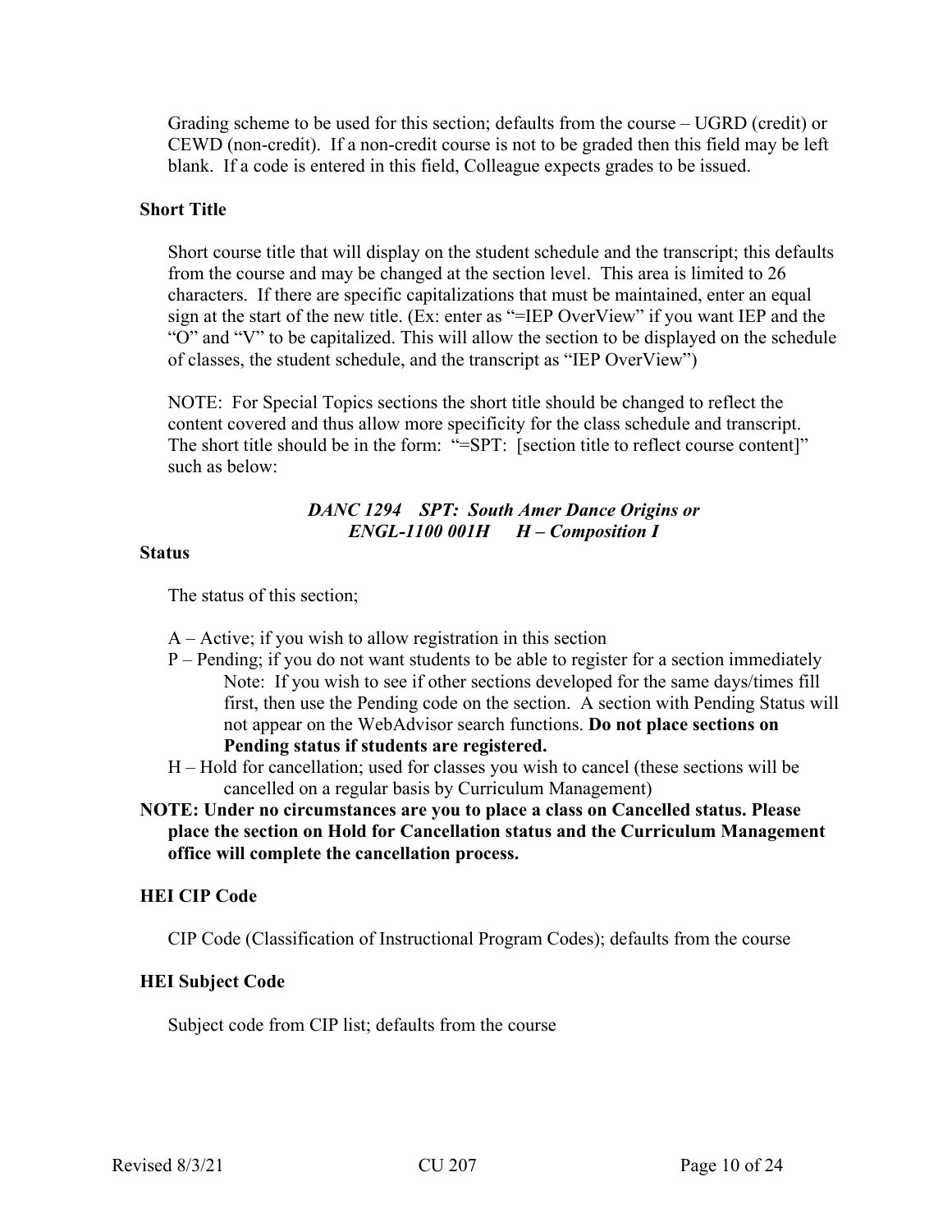Grading scheme to be used for this section; defaults from the course – UGRD (credit) or CEWD (non-credit). If a non-credit course is not to be graded then this field may be left blank. If a code is entered in this field, Colleague expects grades to be issued.

### Short Title

Short course title that will display on the student schedule and the transcript; this defaults from the course and may be changed at the section level. This area is limited to 26 characters. If there are specific capitalizations that must be maintained, enter an equal sign at the start of the new title. (Ex: enter as "=IEP OverView" if you want IEP and the "O" and "V" to be capitalized. This will allow the section to be displayed on the schedule of classes, the student schedule, and the transcript as "IEP OverView")

NOTE: For Special Topics sections the short title should be changed to reflect the content covered and thus allow more specificity for the class schedule and transcript. The short title should be in the form: "=SPT: [section title to reflect course content]" such as below:

***DANC 1294 SPT: South Amer Dance Origins or***
***ENGL-1100 001H H – Composition I***

### Status

The status of this section;

- A – Active; if you wish to allow registration in this section
- P – Pending; if you do not want students to be able to register for a section immediately
  Note: If you wish to see if other sections developed for the same days/times fill first, then use the Pending code on the section. A section with Pending Status will not appear on the WebAdvisor search functions. **Do not place sections on Pending status if students are registered.**
- H – Hold for cancellation; used for classes you wish to cancel (these sections will be cancelled on a regular basis by Curriculum Management)

**NOTE: Under no circumstances are you to place a class on Cancelled status. Please place the section on Hold for Cancellation status and the Curriculum Management office will complete the cancellation process.**

### HEI CIP Code

CIP Code (Classification of Instructional Program Codes); defaults from the course

### HEI Subject Code

Subject code from CIP list; defaults from the course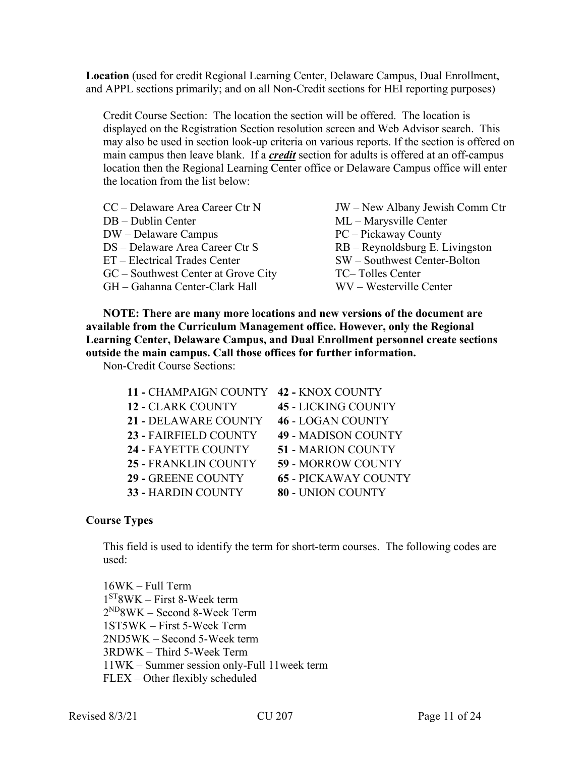**Location** (used for credit Regional Learning Center, Delaware Campus, Dual Enrollment, and APPL sections primarily; and on all Non-Credit sections for HEI reporting purposes)

Credit Course Section: The location the section will be offered. The location is displayed on the Registration Section resolution screen and Web Advisor search. This may also be used in section look-up criteria on various reports. If the section is offered on main campus then leave blank. If a ***credit*** section for adults is offered at an off-campus location then the Regional Learning Center office or Delaware Campus office will enter the location from the list below:

- CC – Delaware Area Career Ctr N
- DB – Dublin Center
- DW – Delaware Campus
- DS – Delaware Area Career Ctr S
- ET – Electrical Trades Center
- GC – Southwest Center at Grove City
- GH – Gahanna Center-Clark Hall
- JW – New Albany Jewish Comm Ctr
- ML – Marysville Center
- PC – Pickaway County
- RB – Reynoldsburg E. Livingston
- SW – Southwest Center-Bolton
- TC– Tolles Center
- WV – Westerville Center

**NOTE: There are many more locations and new versions of the document are available from the Curriculum Management office. However, only the Regional Learning Center, Delaware Campus, and Dual Enrollment personnel create sections outside the main campus. Call those offices for further information.**

Non-Credit Course Sections:

- **11 -** CHAMPAIGN COUNTY
- **12 -** CLARK COUNTY
- **21 -** DELAWARE COUNTY
- **23 -** FAIRFIELD COUNTY
- **24 -** FAYETTE COUNTY
- **25 -** FRANKLIN COUNTY
- **29 -** GREENE COUNTY
- **33 -** HARDIN COUNTY
- **42 -** KNOX COUNTY
- **45** - LICKING COUNTY
- **46** - LOGAN COUNTY
- **49** - MADISON COUNTY
- **51** - MARION COUNTY
- **59** - MORROW COUNTY
- **65** - PICKAWAY COUNTY
- **80** - UNION COUNTY

**Course Types**

This field is used to identify the term for short-term courses. The following codes are used:

- 16WK – Full Term
- 1ST8WK – First 8-Week term
- 2ND8WK – Second 8-Week Term
- 1ST5WK – First 5-Week Term
- 2ND5WK – Second 5-Week term
- 3RDWK – Third 5-Week Term
- 11WK – Summer session only-Full 11week term
- FLEX – Other flexibly scheduled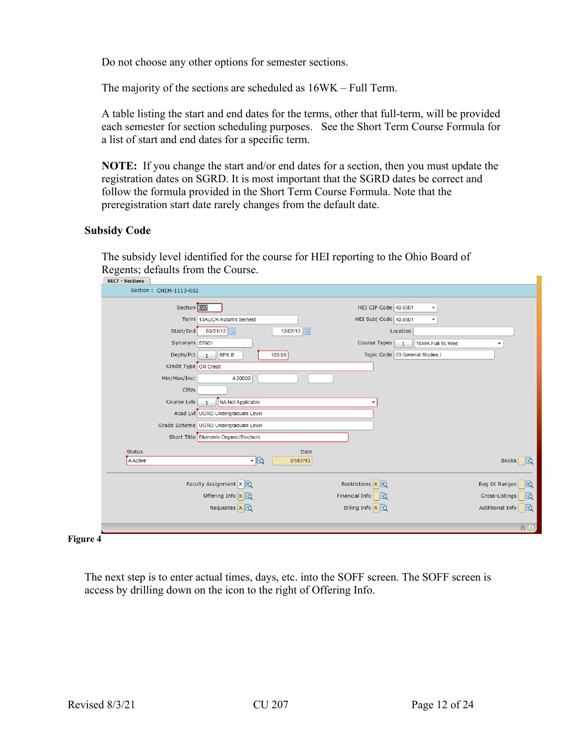Do not choose any other options for semester sections.

The majority of the sections are scheduled as 16WK – Full Term.

A table listing the start and end dates for the terms, other that full-term, will be provided each semester for section scheduling purposes. See the Short Term Course Formula for a list of start and end dates for a specific term.

**NOTE:** If you change the start and/or end dates for a section, then you must update the registration dates on SGRD. It is most important that the SGRD dates be correct and follow the formula provided in the Short Term Course Formula. Note that the preregistration start date rarely changes from the default date.

### Subsidy Code

The subsidy level identified for the course for HEI reporting to the Ohio Board of Regents; defaults from the Course.

**Figure 4**

The next step is to enter actual times, days, etc. into the SOFF screen. The SOFF screen is access by drilling down on the icon to the right of Offering Info.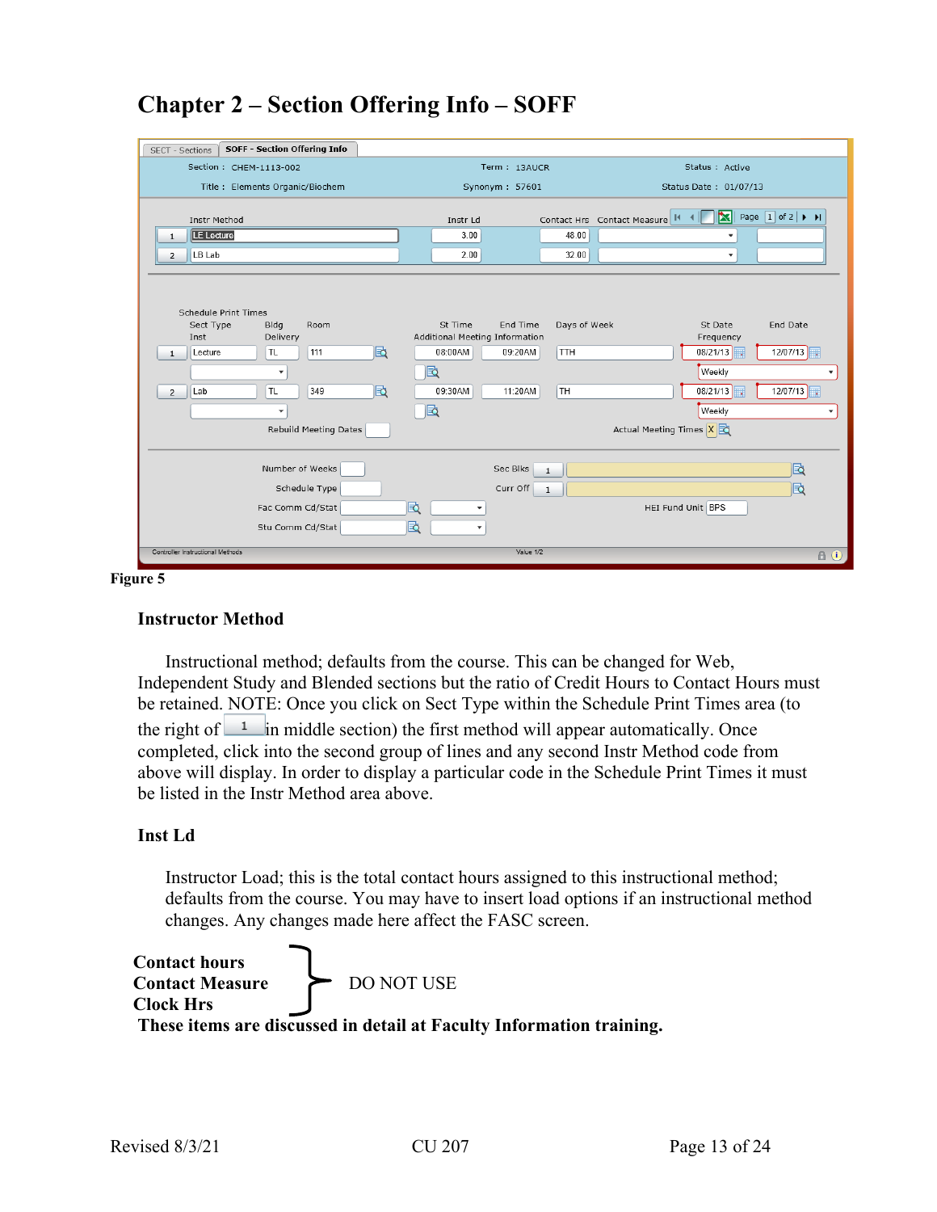# Chapter 2 – Section Offering Info – SOFF

Figure 5

### Instructor Method

Instructional method; defaults from the course. This can be changed for Web, Independent Study and Blended sections but the ratio of Credit Hours to Contact Hours must be retained. NOTE: Once you click on Sect Type within the Schedule Print Times area (to the right of 1 in middle section) the first method will appear automatically. Once completed, click into the second group of lines and any second Instr Method code from above will display. In order to display a particular code in the Schedule Print Times it must be listed in the Instr Method area above.

### Inst Ld

Instructor Load; this is the total contact hours assigned to this instructional method; defaults from the course. You may have to insert load options if an instructional method changes. Any changes made here affect the FASC screen.

**Contact hours**
**Contact Measure**
**Clock Hrs**

} DO NOT USE

**These items are discussed in detail at Faculty Information training.**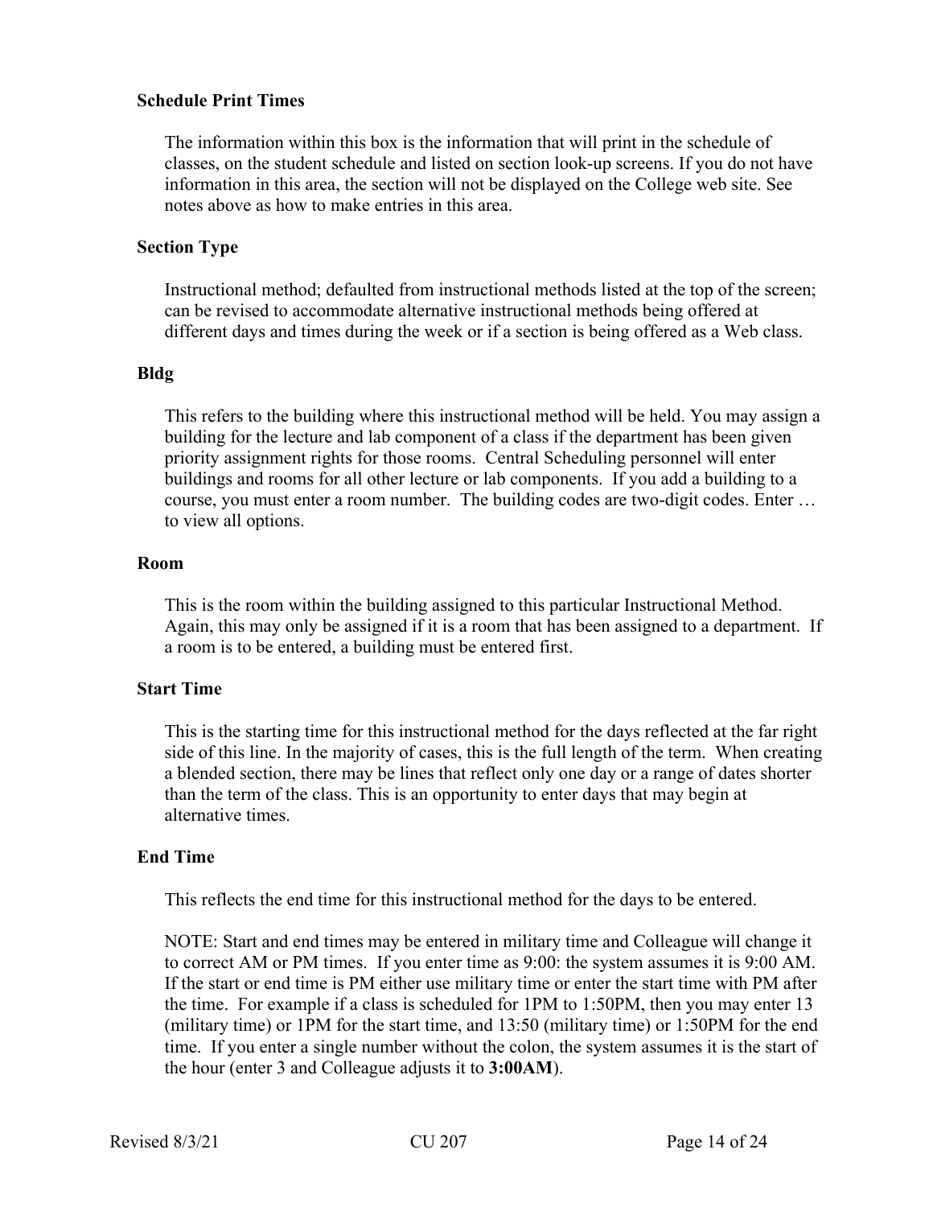### Schedule Print Times

The information within this box is the information that will print in the schedule of classes, on the student schedule and listed on section look-up screens. If you do not have information in this area, the section will not be displayed on the College web site. See notes above as how to make entries in this area.

### Section Type

Instructional method; defaulted from instructional methods listed at the top of the screen; can be revised to accommodate alternative instructional methods being offered at different days and times during the week or if a section is being offered as a Web class.

### Bldg

This refers to the building where this instructional method will be held. You may assign a building for the lecture and lab component of a class if the department has been given priority assignment rights for those rooms. Central Scheduling personnel will enter buildings and rooms for all other lecture or lab components. If you add a building to a course, you must enter a room number. The building codes are two-digit codes. Enter … to view all options.

### Room

This is the room within the building assigned to this particular Instructional Method. Again, this may only be assigned if it is a room that has been assigned to a department. If a room is to be entered, a building must be entered first.

### Start Time

This is the starting time for this instructional method for the days reflected at the far right side of this line. In the majority of cases, this is the full length of the term. When creating a blended section, there may be lines that reflect only one day or a range of dates shorter than the term of the class. This is an opportunity to enter days that may begin at alternative times.

### End Time

This reflects the end time for this instructional method for the days to be entered.

NOTE: Start and end times may be entered in military time and Colleague will change it to correct AM or PM times. If you enter time as 9:00: the system assumes it is 9:00 AM. If the start or end time is PM either use military time or enter the start time with PM after the time. For example if a class is scheduled for 1PM to 1:50PM, then you may enter 13 (military time) or 1PM for the start time, and 13:50 (military time) or 1:50PM for the end time. If you enter a single number without the colon, the system assumes it is the start of the hour (enter 3 and Colleague adjusts it to **3:00AM**).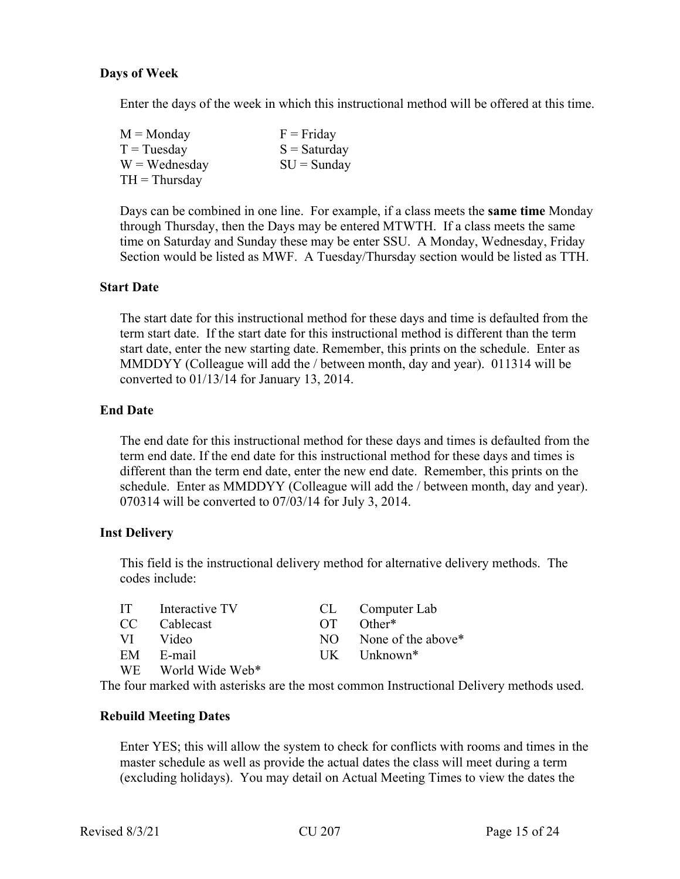### Days of Week

Enter the days of the week in which this instructional method will be offered at this time.

| | |
|---|---|
| M = Monday | F = Friday |
| T = Tuesday | S = Saturday |
| W = Wednesday | SU = Sunday |
| TH = Thursday | |

Days can be combined in one line. For example, if a class meets the **same time** Monday through Thursday, then the Days may be entered MTWTH. If a class meets the same time on Saturday and Sunday these may be enter SSU. A Monday, Wednesday, Friday Section would be listed as MWF. A Tuesday/Thursday section would be listed as TTH.

### Start Date

The start date for this instructional method for these days and time is defaulted from the term start date. If the start date for this instructional method is different than the term start date, enter the new starting date. Remember, this prints on the schedule. Enter as MMDDYY (Colleague will add the / between month, day and year). 011314 will be converted to 01/13/14 for January 13, 2014.

### End Date

The end date for this instructional method for these days and times is defaulted from the term end date. If the end date for this instructional method for these days and times is different than the term end date, enter the new end date. Remember, this prints on the schedule. Enter as MMDDYY (Colleague will add the / between month, day and year). 070314 will be converted to 07/03/14 for July 3, 2014.

### Inst Delivery

This field is the instructional delivery method for alternative delivery methods. The codes include:

| | | | |
|---|---|---|---|
| IT | Interactive TV | CL | Computer Lab |
| CC | Cablecast | OT | Other* |
| VI | Video | NO | None of the above* |
| EM | E-mail | UK | Unknown* |
| WE | World Wide Web* | | |

The four marked with asterisks are the most common Instructional Delivery methods used.

### Rebuild Meeting Dates

Enter YES; this will allow the system to check for conflicts with rooms and times in the master schedule as well as provide the actual dates the class will meet during a term (excluding holidays). You may detail on Actual Meeting Times to view the dates the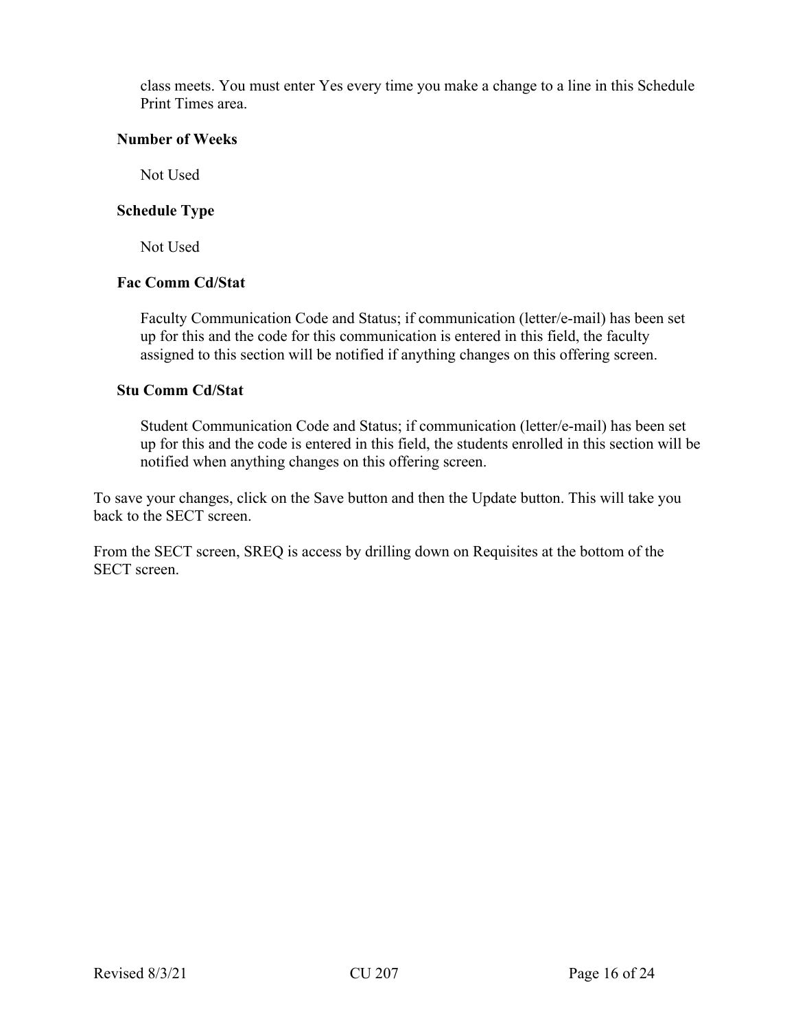class meets. You must enter Yes every time you make a change to a line in this Schedule Print Times area.

**Number of Weeks**

Not Used

**Schedule Type**

Not Used

**Fac Comm Cd/Stat**

Faculty Communication Code and Status; if communication (letter/e-mail) has been set up for this and the code for this communication is entered in this field, the faculty assigned to this section will be notified if anything changes on this offering screen.

**Stu Comm Cd/Stat**

Student Communication Code and Status; if communication (letter/e-mail) has been set up for this and the code is entered in this field, the students enrolled in this section will be notified when anything changes on this offering screen.

To save your changes, click on the Save button and then the Update button. This will take you back to the SECT screen.

From the SECT screen, SREQ is access by drilling down on Requisites at the bottom of the SECT screen.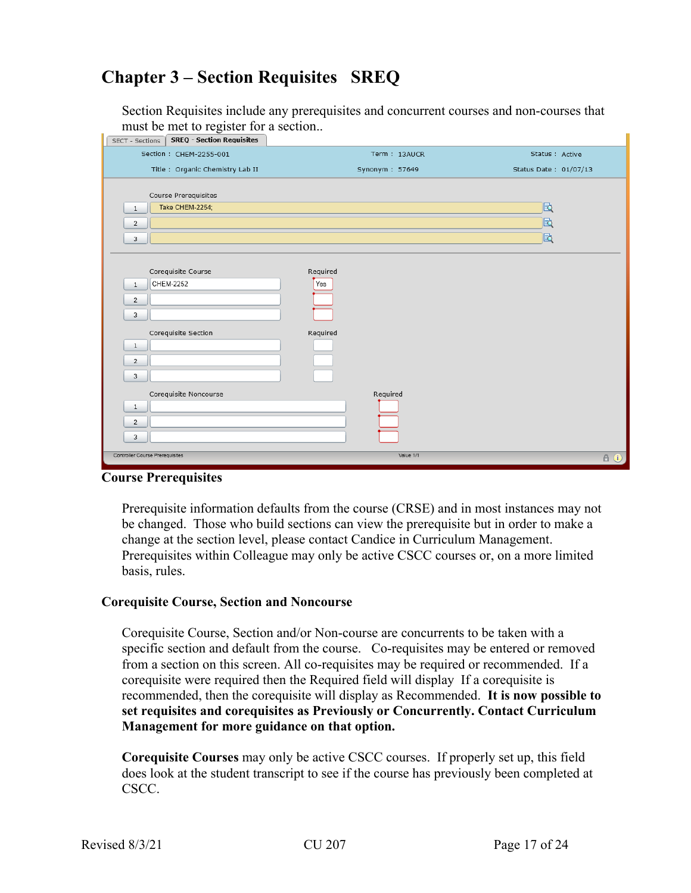# Chapter 3 – Section Requisites SREQ

Section Requisites include any prerequisites and concurrent courses and non-courses that must be met to register for a section..

SECT - Sections | SREQ - Section Requisites

Section : CHEM-2255-001 Term : 13AUCR Status : Active

Title : Organic Chemistry Lab II Synonym : 57649 Status Date : 01/07/13

Course Prerequisites

1 Take CHEM-2254;

2

3

| | Corequisite Course | Required |
|---|---|---|
| 1 | CHEM-2252 | Yes |
| 2 | | |
| 3 | | |

| | Corequisite Section | Required |
|---|---|---|
| 1 | | |
| 2 | | |
| 3 | | |

| | Corequisite Noncourse | Required |
|---|---|---|
| 1 | | |
| 2 | | |
| 3 | | |

Controller Course Prerequisites Value 1/1

**Course Prerequisites**

Prerequisite information defaults from the course (CRSE) and in most instances may not be changed. Those who build sections can view the prerequisite but in order to make a change at the section level, please contact Candice in Curriculum Management. Prerequisites within Colleague may only be active CSCC courses or, on a more limited basis, rules.

**Corequisite Course, Section and Noncourse**

Corequisite Course, Section and/or Non-course are concurrents to be taken with a specific section and default from the course. Co-requisites may be entered or removed from a section on this screen. All co-requisites may be required or recommended. If a corequisite were required then the Required field will display If a corequisite is recommended, then the corequisite will display as Recommended. **It is now possible to set requisites and corequisites as Previously or Concurrently. Contact Curriculum Management for more guidance on that option.**

**Corequisite Courses** may only be active CSCC courses. If properly set up, this field does look at the student transcript to see if the course has previously been completed at CSCC.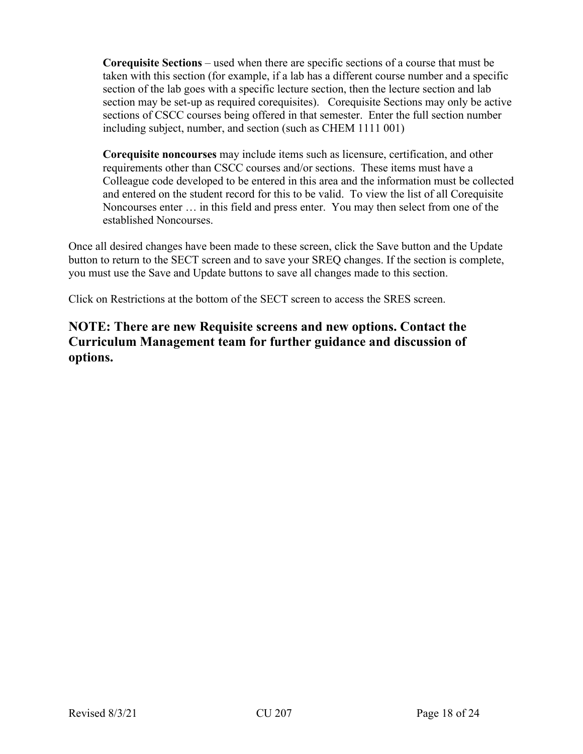**Corequisite Sections** – used when there are specific sections of a course that must be taken with this section (for example, if a lab has a different course number and a specific section of the lab goes with a specific lecture section, then the lecture section and lab section may be set-up as required corequisites). Corequisite Sections may only be active sections of CSCC courses being offered in that semester. Enter the full section number including subject, number, and section (such as CHEM 1111 001)

**Corequisite noncourses** may include items such as licensure, certification, and other requirements other than CSCC courses and/or sections. These items must have a Colleague code developed to be entered in this area and the information must be collected and entered on the student record for this to be valid. To view the list of all Corequisite Noncourses enter … in this field and press enter. You may then select from one of the established Noncourses.

Once all desired changes have been made to these screen, click the Save button and the Update button to return to the SECT screen and to save your SREQ changes. If the section is complete, you must use the Save and Update buttons to save all changes made to this section.

Click on Restrictions at the bottom of the SECT screen to access the SRES screen.

## NOTE: There are new Requisite screens and new options. Contact the Curriculum Management team for further guidance and discussion of options.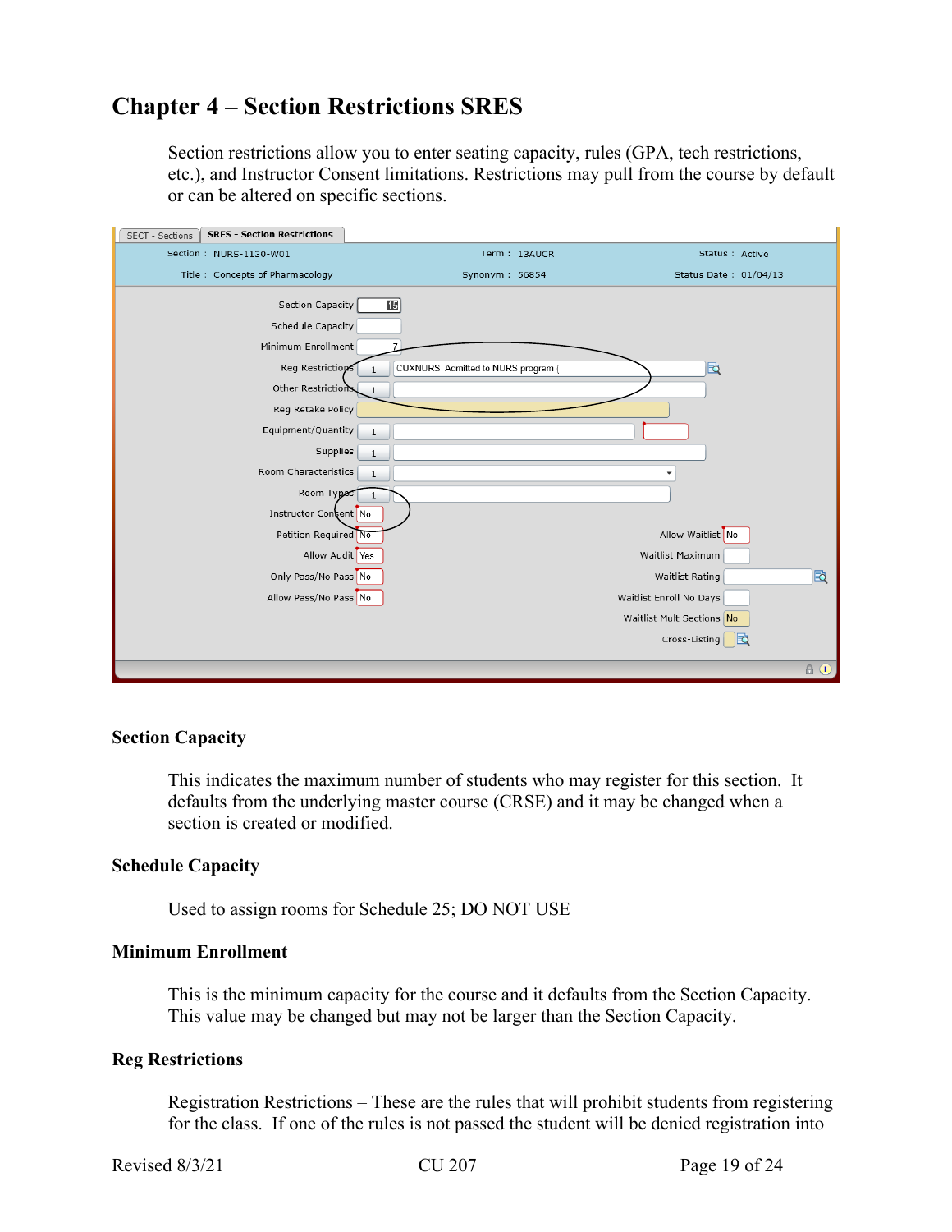# Chapter 4 – Section Restrictions SRES

Section restrictions allow you to enter seating capacity, rules (GPA, tech restrictions, etc.), and Instructor Consent limitations. Restrictions may pull from the course by default or can be altered on specific sections.

### Section Capacity

This indicates the maximum number of students who may register for this section. It defaults from the underlying master course (CRSE) and it may be changed when a section is created or modified.

### Schedule Capacity

Used to assign rooms for Schedule 25; DO NOT USE

### Minimum Enrollment

This is the minimum capacity for the course and it defaults from the Section Capacity. This value may be changed but may not be larger than the Section Capacity.

### Reg Restrictions

Registration Restrictions – These are the rules that will prohibit students from registering for the class. If one of the rules is not passed the student will be denied registration into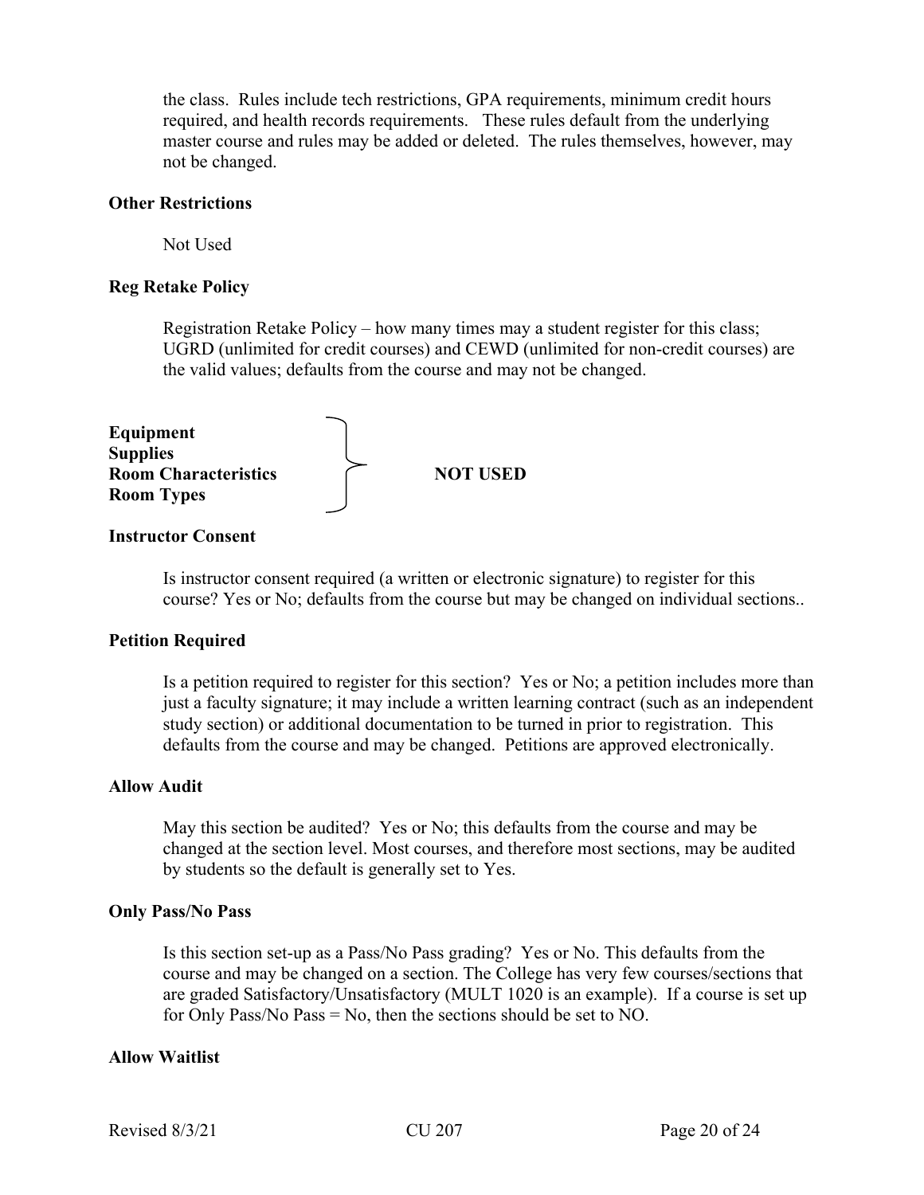the class. Rules include tech restrictions, GPA requirements, minimum credit hours required, and health records requirements. These rules default from the underlying master course and rules may be added or deleted. The rules themselves, however, may not be changed.

**Other Restrictions**

Not Used

**Reg Retake Policy**

Registration Retake Policy – how many times may a student register for this class; UGRD (unlimited for credit courses) and CEWD (unlimited for non-credit courses) are the valid values; defaults from the course and may not be changed.

**Equipment**
**Supplies**
**Room Characteristics**
**Room Types**

**NOT USED**

**Instructor Consent**

Is instructor consent required (a written or electronic signature) to register for this course? Yes or No; defaults from the course but may be changed on individual sections..

**Petition Required**

Is a petition required to register for this section? Yes or No; a petition includes more than just a faculty signature; it may include a written learning contract (such as an independent study section) or additional documentation to be turned in prior to registration. This defaults from the course and may be changed. Petitions are approved electronically.

**Allow Audit**

May this section be audited? Yes or No; this defaults from the course and may be changed at the section level. Most courses, and therefore most sections, may be audited by students so the default is generally set to Yes.

**Only Pass/No Pass**

Is this section set-up as a Pass/No Pass grading? Yes or No. This defaults from the course and may be changed on a section. The College has very few courses/sections that are graded Satisfactory/Unsatisfactory (MULT 1020 is an example). If a course is set up for Only Pass/No Pass = No, then the sections should be set to NO.

**Allow Waitlist**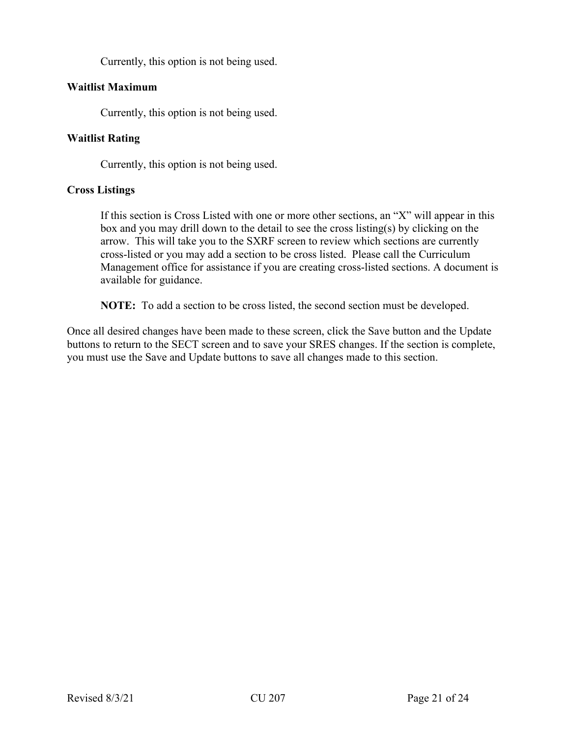Currently, this option is not being used.

**Waitlist Maximum**

Currently, this option is not being used.

**Waitlist Rating**

Currently, this option is not being used.

**Cross Listings**

If this section is Cross Listed with one or more other sections, an “X” will appear in this box and you may drill down to the detail to see the cross listing(s) by clicking on the arrow. This will take you to the SXRF screen to review which sections are currently cross-listed or you may add a section to be cross listed. Please call the Curriculum Management office for assistance if you are creating cross-listed sections. A document is available for guidance.

**NOTE:** To add a section to be cross listed, the second section must be developed.

Once all desired changes have been made to these screen, click the Save button and the Update buttons to return to the SECT screen and to save your SRES changes. If the section is complete, you must use the Save and Update buttons to save all changes made to this section.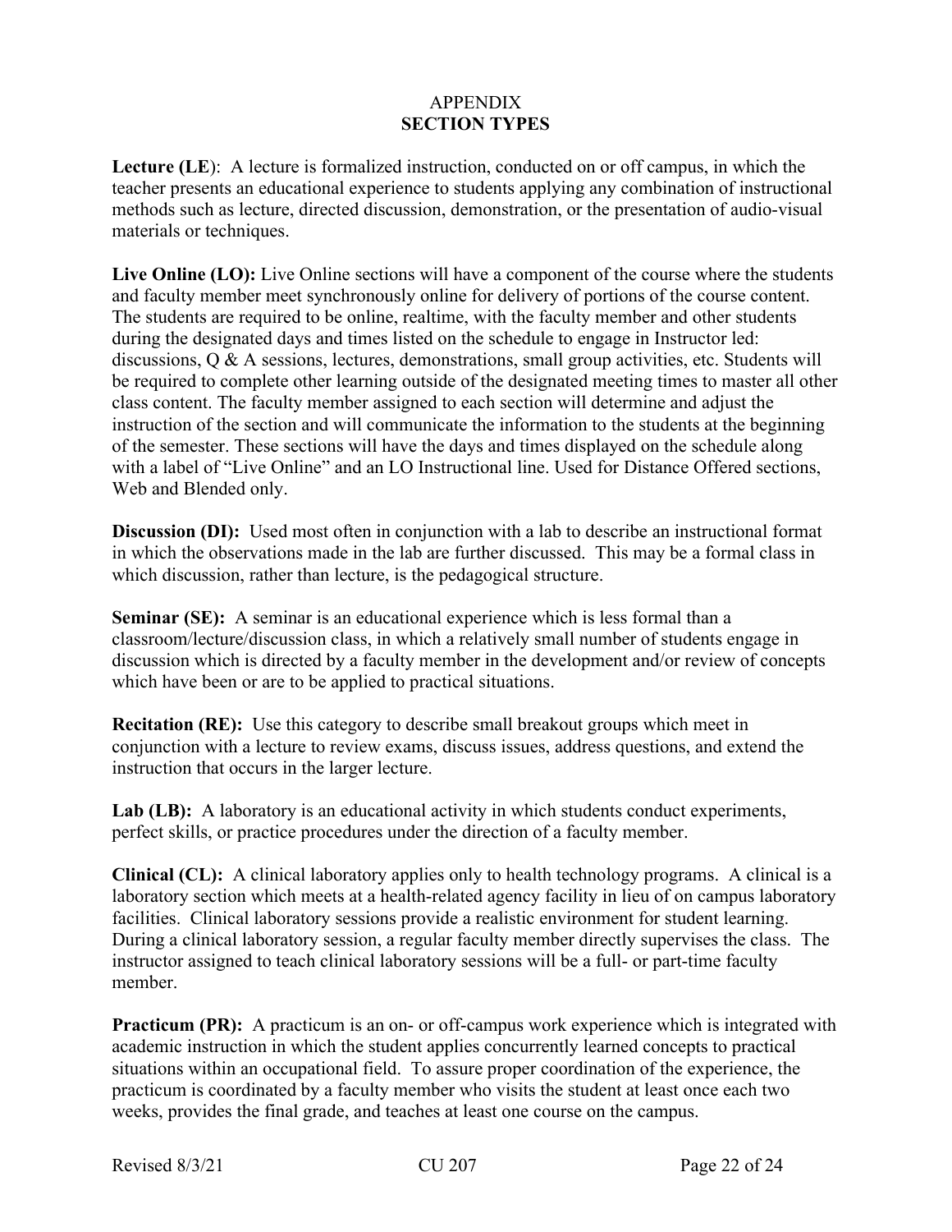# APPENDIX
## SECTION TYPES

**Lecture (LE)**: A lecture is formalized instruction, conducted on or off campus, in which the teacher presents an educational experience to students applying any combination of instructional methods such as lecture, directed discussion, demonstration, or the presentation of audio-visual materials or techniques.

**Live Online (LO):** Live Online sections will have a component of the course where the students and faculty member meet synchronously online for delivery of portions of the course content. The students are required to be online, realtime, with the faculty member and other students during the designated days and times listed on the schedule to engage in Instructor led: discussions, Q & A sessions, lectures, demonstrations, small group activities, etc. Students will be required to complete other learning outside of the designated meeting times to master all other class content. The faculty member assigned to each section will determine and adjust the instruction of the section and will communicate the information to the students at the beginning of the semester. These sections will have the days and times displayed on the schedule along with a label of "Live Online" and an LO Instructional line. Used for Distance Offered sections, Web and Blended only.

**Discussion (DI):** Used most often in conjunction with a lab to describe an instructional format in which the observations made in the lab are further discussed. This may be a formal class in which discussion, rather than lecture, is the pedagogical structure.

**Seminar (SE):** A seminar is an educational experience which is less formal than a classroom/lecture/discussion class, in which a relatively small number of students engage in discussion which is directed by a faculty member in the development and/or review of concepts which have been or are to be applied to practical situations.

**Recitation (RE):** Use this category to describe small breakout groups which meet in conjunction with a lecture to review exams, discuss issues, address questions, and extend the instruction that occurs in the larger lecture.

**Lab (LB):** A laboratory is an educational activity in which students conduct experiments, perfect skills, or practice procedures under the direction of a faculty member.

**Clinical (CL):** A clinical laboratory applies only to health technology programs. A clinical is a laboratory section which meets at a health-related agency facility in lieu of on campus laboratory facilities. Clinical laboratory sessions provide a realistic environment for student learning. During a clinical laboratory session, a regular faculty member directly supervises the class. The instructor assigned to teach clinical laboratory sessions will be a full- or part-time faculty member.

**Practicum (PR):** A practicum is an on- or off-campus work experience which is integrated with academic instruction in which the student applies concurrently learned concepts to practical situations within an occupational field. To assure proper coordination of the experience, the practicum is coordinated by a faculty member who visits the student at least once each two weeks, provides the final grade, and teaches at least one course on the campus.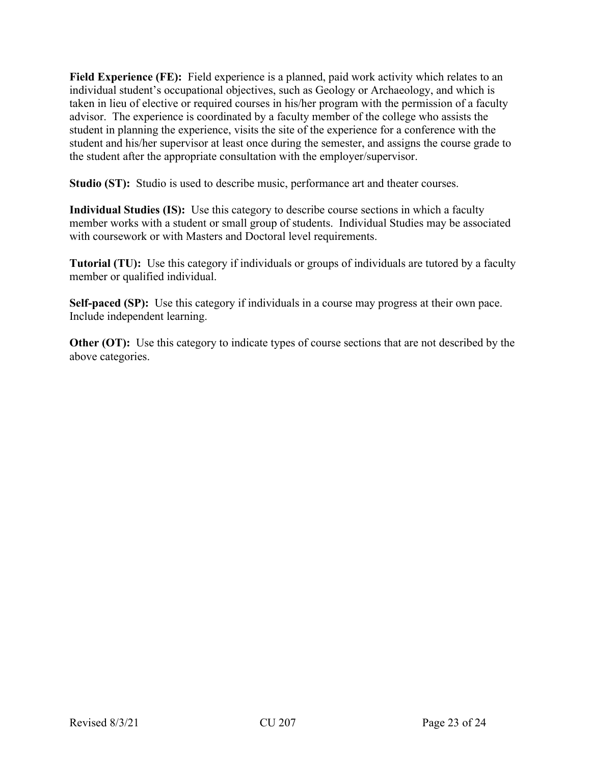**Field Experience (FE):** Field experience is a planned, paid work activity which relates to an individual student's occupational objectives, such as Geology or Archaeology, and which is taken in lieu of elective or required courses in his/her program with the permission of a faculty advisor. The experience is coordinated by a faculty member of the college who assists the student in planning the experience, visits the site of the experience for a conference with the student and his/her supervisor at least once during the semester, and assigns the course grade to the student after the appropriate consultation with the employer/supervisor.

**Studio (ST):** Studio is used to describe music, performance art and theater courses.

**Individual Studies (IS):** Use this category to describe course sections in which a faculty member works with a student or small group of students. Individual Studies may be associated with coursework or with Masters and Doctoral level requirements.

**Tutorial (TU):** Use this category if individuals or groups of individuals are tutored by a faculty member or qualified individual.

**Self-paced (SP):** Use this category if individuals in a course may progress at their own pace. Include independent learning.

**Other (OT):** Use this category to indicate types of course sections that are not described by the above categories.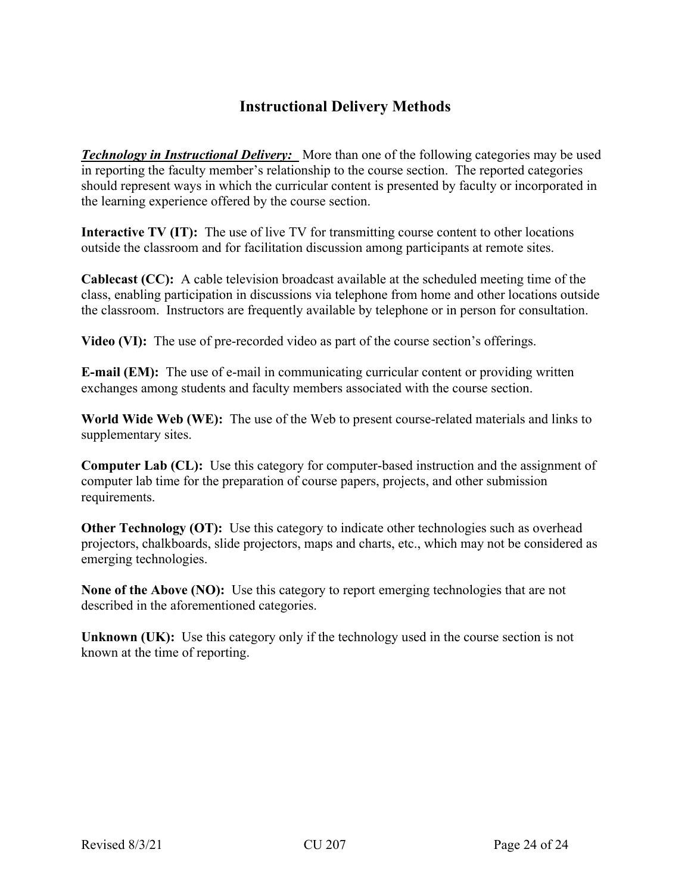## Instructional Delivery Methods

***Technology in Instructional Delivery:*** More than one of the following categories may be used in reporting the faculty member's relationship to the course section. The reported categories should represent ways in which the curricular content is presented by faculty or incorporated in the learning experience offered by the course section.

**Interactive TV (IT):** The use of live TV for transmitting course content to other locations outside the classroom and for facilitation discussion among participants at remote sites.

**Cablecast (CC):** A cable television broadcast available at the scheduled meeting time of the class, enabling participation in discussions via telephone from home and other locations outside the classroom. Instructors are frequently available by telephone or in person for consultation.

**Video (VI):** The use of pre-recorded video as part of the course section's offerings.

**E-mail (EM):** The use of e-mail in communicating curricular content or providing written exchanges among students and faculty members associated with the course section.

**World Wide Web (WE):** The use of the Web to present course-related materials and links to supplementary sites.

**Computer Lab (CL):** Use this category for computer-based instruction and the assignment of computer lab time for the preparation of course papers, projects, and other submission requirements.

**Other Technology (OT):** Use this category to indicate other technologies such as overhead projectors, chalkboards, slide projectors, maps and charts, etc., which may not be considered as emerging technologies.

**None of the Above (NO):** Use this category to report emerging technologies that are not described in the aforementioned categories.

**Unknown (UK):** Use this category only if the technology used in the course section is not known at the time of reporting.